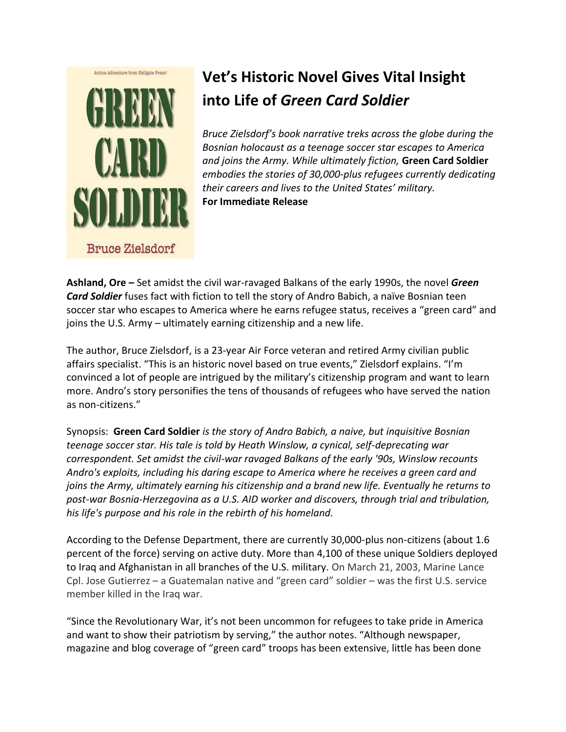# Vet's Historic Novel Gives Vital Insight into Life of *Green Card Soldier*

*Bruce Zielsdorf's book narrative treks across the globe during the Bosnian holocaust as a teenage soccer star escapes to America and joins the Army. While ultimately fiction,* **Green Card Soldier** *embodies the stories of 30,000-plus refugees currently dedicating their careers and lives to the United States' military.*

**For Immediate Release**

**Ashland, Ore –** Set amidst the civil war-ravaged Balkans of the early 1990s, the novel ***Green Card Soldier*** fuses fact with fiction to tell the story of Andro Babich, a naïve Bosnian teen soccer star who escapes to America where he earns refugee status, receives a "green card" and joins the U.S. Army – ultimately earning citizenship and a new life.

The author, Bruce Zielsdorf, is a 23-year Air Force veteran and retired Army civilian public affairs specialist. "This is an historic novel based on true events," Zielsdorf explains. "I'm convinced a lot of people are intrigued by the military's citizenship program and want to learn more. Andro's story personifies the tens of thousands of refugees who have served the nation as non-citizens."

Synopsis: **Green Card Soldier** *is the story of Andro Babich, a naive, but inquisitive Bosnian teenage soccer star. His tale is told by Heath Winslow, a cynical, self-deprecating war correspondent. Set amidst the civil-war ravaged Balkans of the early '90s, Winslow recounts Andro's exploits, including his daring escape to America where he receives a green card and joins the Army, ultimately earning his citizenship and a brand new life. Eventually he returns to post-war Bosnia-Herzegovina as a U.S. AID worker and discovers, through trial and tribulation, his life's purpose and his role in the rebirth of his homeland.*

According to the Defense Department, there are currently 30,000-plus non-citizens (about 1.6 percent of the force) serving on active duty. More than 4,100 of these unique Soldiers deployed to Iraq and Afghanistan in all branches of the U.S. military. On March 21, 2003, Marine Lance Cpl. Jose Gutierrez – a Guatemalan native and "green card" soldier – was the first U.S. service member killed in the Iraq war.

"Since the Revolutionary War, it's not been uncommon for refugees to take pride in America and want to show their patriotism by serving," the author notes. "Although newspaper, magazine and blog coverage of "green card" troops has been extensive, little has been done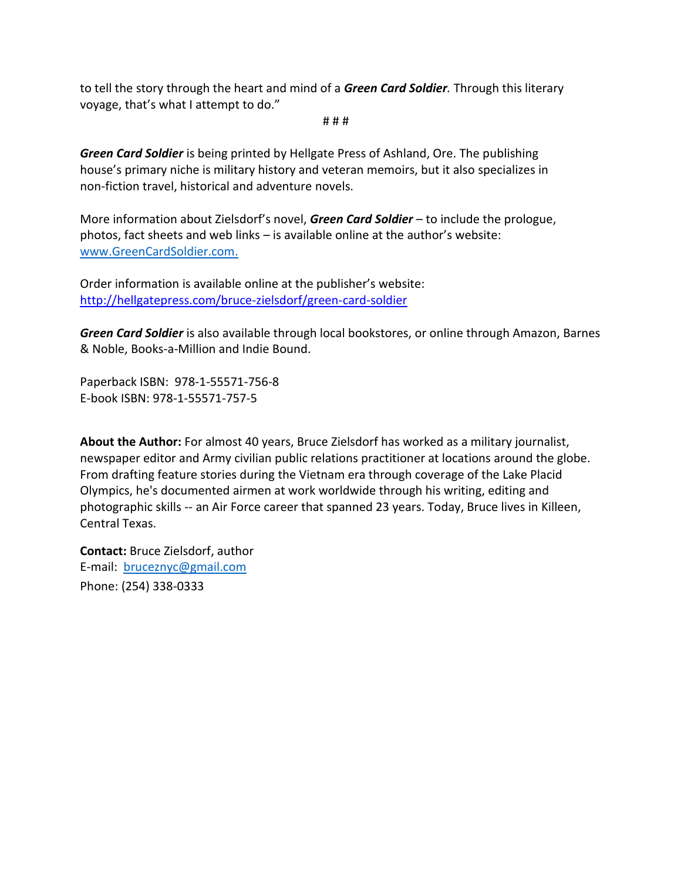to tell the story through the heart and mind of a ***Green Card Soldier****.* Through this literary voyage, that's what I attempt to do."

# # #

***Green Card Soldier*** is being printed by Hellgate Press of Ashland, Ore. The publishing house's primary niche is military history and veteran memoirs, but it also specializes in non-fiction travel, historical and adventure novels.

More information about Zielsdorf's novel, ***Green Card Soldier*** – to include the prologue, photos, fact sheets and web links – is available online at the author's website: [www.GreenCardSoldier.com.](www.GreenCardSoldier.com)

Order information is available online at the publisher's website: [http://hellgatepress.com/bruce-zielsdorf/green-card-soldier](http://hellgatepress.com/bruce-zielsdorf/green-card-soldier)

***Green Card Soldier*** is also available through local bookstores, or online through Amazon, Barnes & Noble, Books-a-Million and Indie Bound.

Paperback ISBN: 978-1-55571-756-8
E-book ISBN: 978-1-55571-757-5

**About the Author:** For almost 40 years, Bruce Zielsdorf has worked as a military journalist, newspaper editor and Army civilian public relations practitioner at locations around the globe. From drafting feature stories during the Vietnam era through coverage of the Lake Placid Olympics, he's documented airmen at work worldwide through his writing, editing and photographic skills -- an Air Force career that spanned 23 years. Today, Bruce lives in Killeen, Central Texas.

**Contact:** Bruce Zielsdorf, author
E-mail: [bruceznyc@gmail.com](mailto:bruceznyc@gmail.com)
Phone: (254) 338-0333